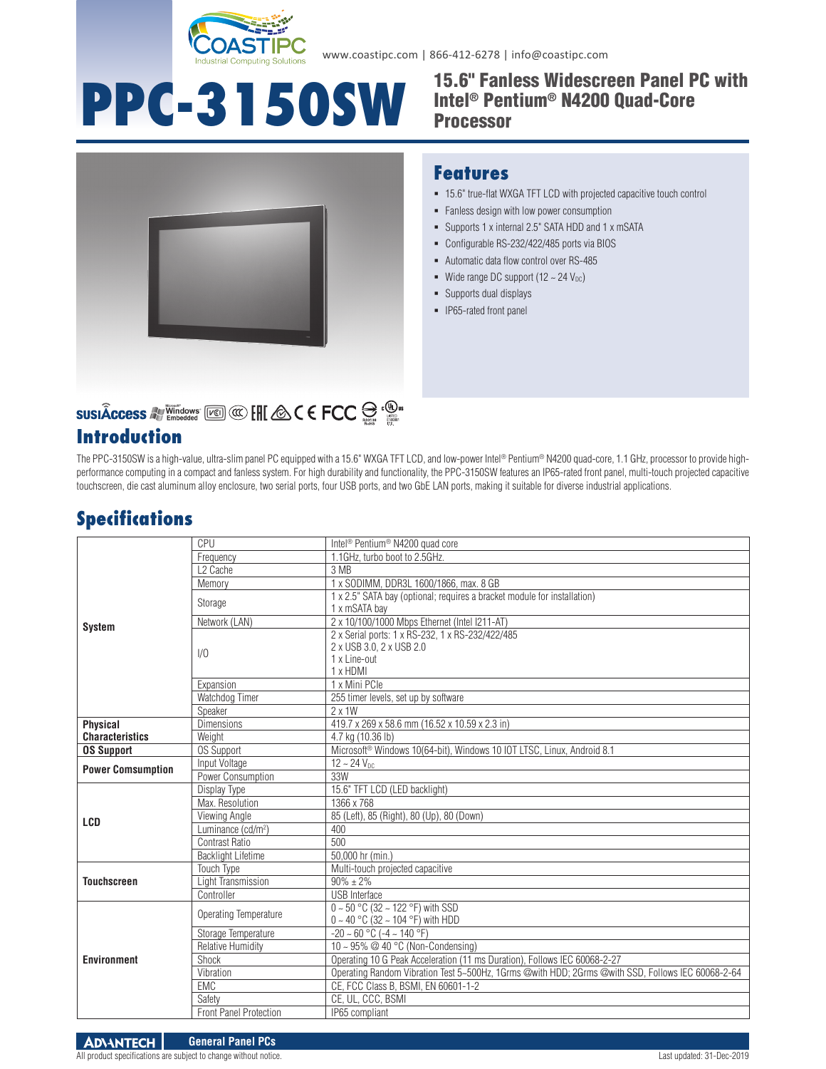www.coastipc.com | 866-412-6278 | info@coastipc.com

# PPC-3150SW

## 15.6" Fanless Widescreen Panel PC with Intel® Pentium® N4200 Quad-Core Processor

## Features

- 15.6" true-flat WXGA TFT LCD with projected capacitive touch control
- Fanless design with low power consumption
- Supports 1 x internal 2.5" SATA HDD and 1 x mSATA
- Configurable RS-232/422/485 ports via BIOS
- Automatic data flow control over RS-485
- Wide range DC support (12 ~ 24 $V_{DC}$)
- Supports dual displays
- IP65-rated front panel

## Introduction

The PPC-3150SW is a high-value, ultra-slim panel PC equipped with a 15.6" WXGA TFT LCD, and low-power Intel® Pentium® N4200 quad-core, 1.1 GHz, processor to provide high-performance computing in a compact and fanless system. For high durability and functionality, the PPC-3150SW features an IP65-rated front panel, multi-touch projected capacitive touchscreen, die cast aluminum alloy enclosure, two serial ports, four USB ports, and two GbE LAN ports, making it suitable for diverse industrial applications.

## Specifications

| | | |
|---|---|---|
| **System** | CPU | Intel® Pentium® N4200 quad core |
| | Frequency | 1.1GHz, turbo boot to 2.5GHz. |
| | L2 Cache | 3 MB |
| | Memory | 1 x SODIMM, DDR3L 1600/1866, max. 8 GB |
| | Storage | 1 x 2.5" SATA bay (optional; requires a bracket module for installation)<br>1 x mSATA bay |
| | Network (LAN) | 2 x 10/100/1000 Mbps Ethernet (Intel I211-AT) |
| | I/O | 2 x Serial ports: 1 x RS-232, 1 x RS-232/422/485<br>2 x USB 3.0, 2 x USB 2.0<br>1 x Line-out<br>1 x HDMI |
| | Expansion | 1 x Mini PCIe |
| | Watchdog Timer | 255 timer levels, set up by software |
| | Speaker | 2 x 1W |
| **Physical Characteristics** | Dimensions | 419.7 x 269 x 58.6 mm (16.52 x 10.59 x 2.3 in) |
| | Weight | 4.7 kg (10.36 lb) |
| **OS Support** | OS Support | Microsoft® Windows 10(64-bit), Windows 10 IOT LTSC, Linux, Android 8.1 |
| **Power Comsumption** | Input Voltage | 12 ~ 24 $V_{DC}$ |
| | Power Consumption | 33W |
| **LCD** | Display Type | 15.6" TFT LCD (LED backlight) |
| | Max. Resolution | 1366 x 768 |
| | Viewing Angle | 85 (Left), 85 (Right), 80 (Up), 80 (Down) |
| | Luminance (cd/m$^2$) | 400 |
| | Contrast Ratio | 500 |
| | Backlight Lifetime | 50,000 hr (min.) |
| **Touchscreen** | Touch Type | Multi-touch projected capacitive |
| | Light Transmission | 90% ± 2% |
| | Controller | USB Interface |
| **Environment** | Operating Temperature | 0 ~ 50 °C (32 ~ 122 °F) with SSD<br>0 ~ 40 °C (32 ~ 104 °F) with HDD |
| | Storage Temperature | -20 ~ 60 °C (-4 ~ 140 °F) |
| | Relative Humidity | 10 ~ 95% @ 40 °C (Non-Condensing) |
| | Shock | Operating 10 G Peak Acceleration (11 ms Duration), Follows IEC 60068-2-27 |
| | Vibration | Operating Random Vibration Test 5~500Hz, 1Grms @with HDD; 2Grms @with SSD, Follows IEC 60068-2-64 |
| | EMC | CE, FCC Class B, BSMI, EN 60601-1-2 |
| | Safety | CE, UL, CCC, BSMI |
| | Front Panel Protection | IP65 compliant |

All product specifications are subject to change without notice. Last updated: 31-Dec-2019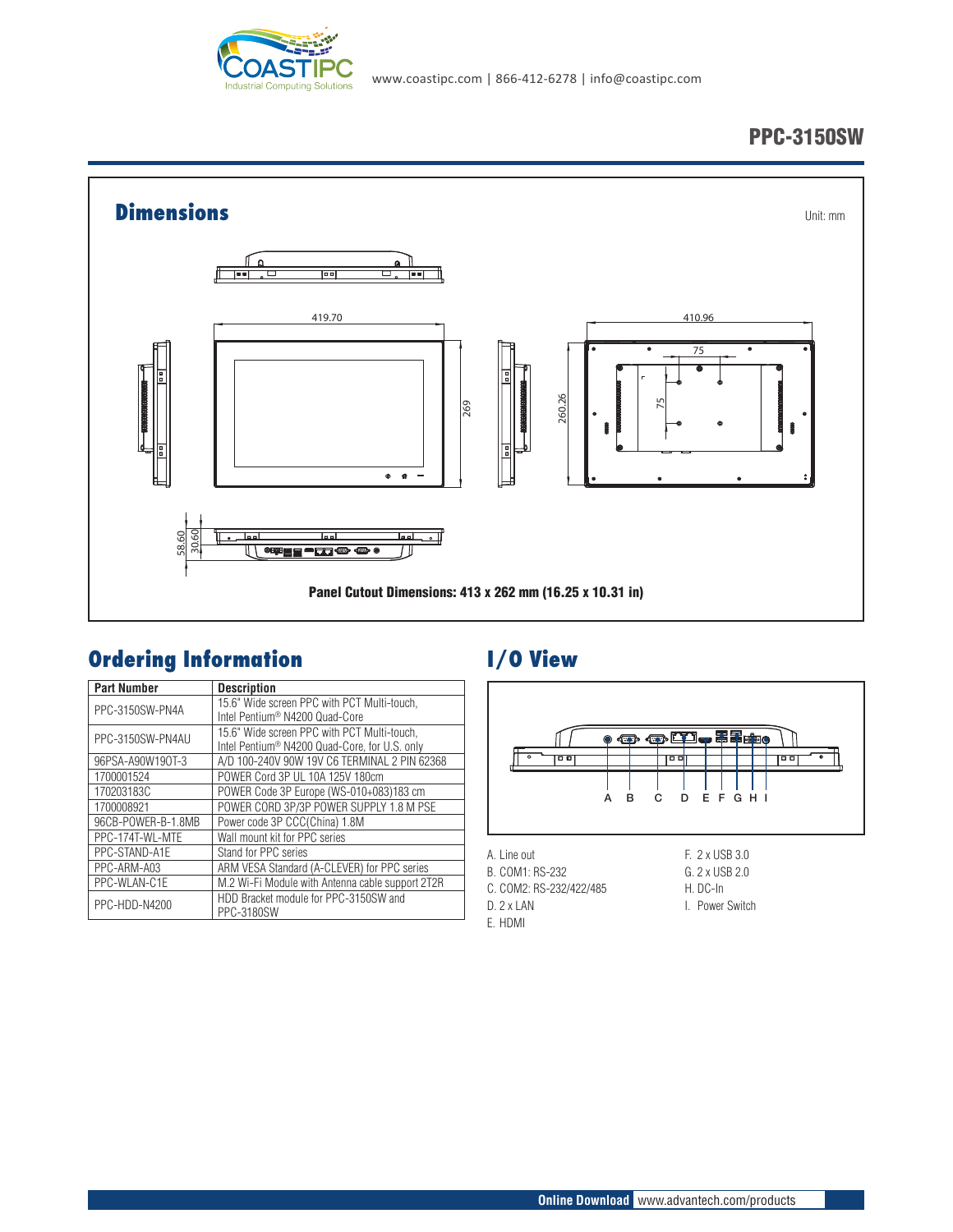# PPC-3150SW

## Dimensions

Unit: mm

419.70

410.96

75

269

260.26

75

58.60

30.60

**Panel Cutout Dimensions: 413 x 262 mm (16.25 x 10.31 in)**

## Ordering Information

| Part Number | Description |
|---|---|
| PPC-3150SW-PN4A | 15.6" Wide screen PPC with PCT Multi-touch, Intel Pentium® N4200 Quad-Core |
| PPC-3150SW-PN4AU | 15.6" Wide screen PPC with PCT Multi-touch, Intel Pentium® N4200 Quad-Core, for U.S. only |
| 96PSA-A90W19OT-3 | A/D 100-240V 90W 19V C6 TERMINAL 2 PIN 62368 |
| 1700001524 | POWER Cord 3P UL 10A 125V 180cm |
| 170203183C | POWER Code 3P Europe (WS-010+083)183 cm |
| 1700008921 | POWER CORD 3P/3P POWER SUPPLY 1.8 M PSE |
| 96CB-POWER-B-1.8MB | Power code 3P CCC(China) 1.8M |
| PPC-174T-WL-MTE | Wall mount kit for PPC series |
| PPC-STAND-A1E | Stand for PPC series |
| PPC-ARM-A03 | ARM VESA Standard (A-CLEVER) for PPC series |
| PPC-WLAN-C1E | M.2 Wi-Fi Module with Antenna cable support 2T2R |
| PPC-HDD-N4200 | HDD Bracket module for PPC-3150SW and PPC-3180SW |

## I/O View

A B C D E F G H I

A. Line out
B. COM1: RS-232
C. COM2: RS-232/422/485
D. 2 x LAN
E. HDMI
F. 2 x USB 3.0
G. 2 x USB 2.0
H. DC-In
I. Power Switch

**Online Download** www.advantech.com/products